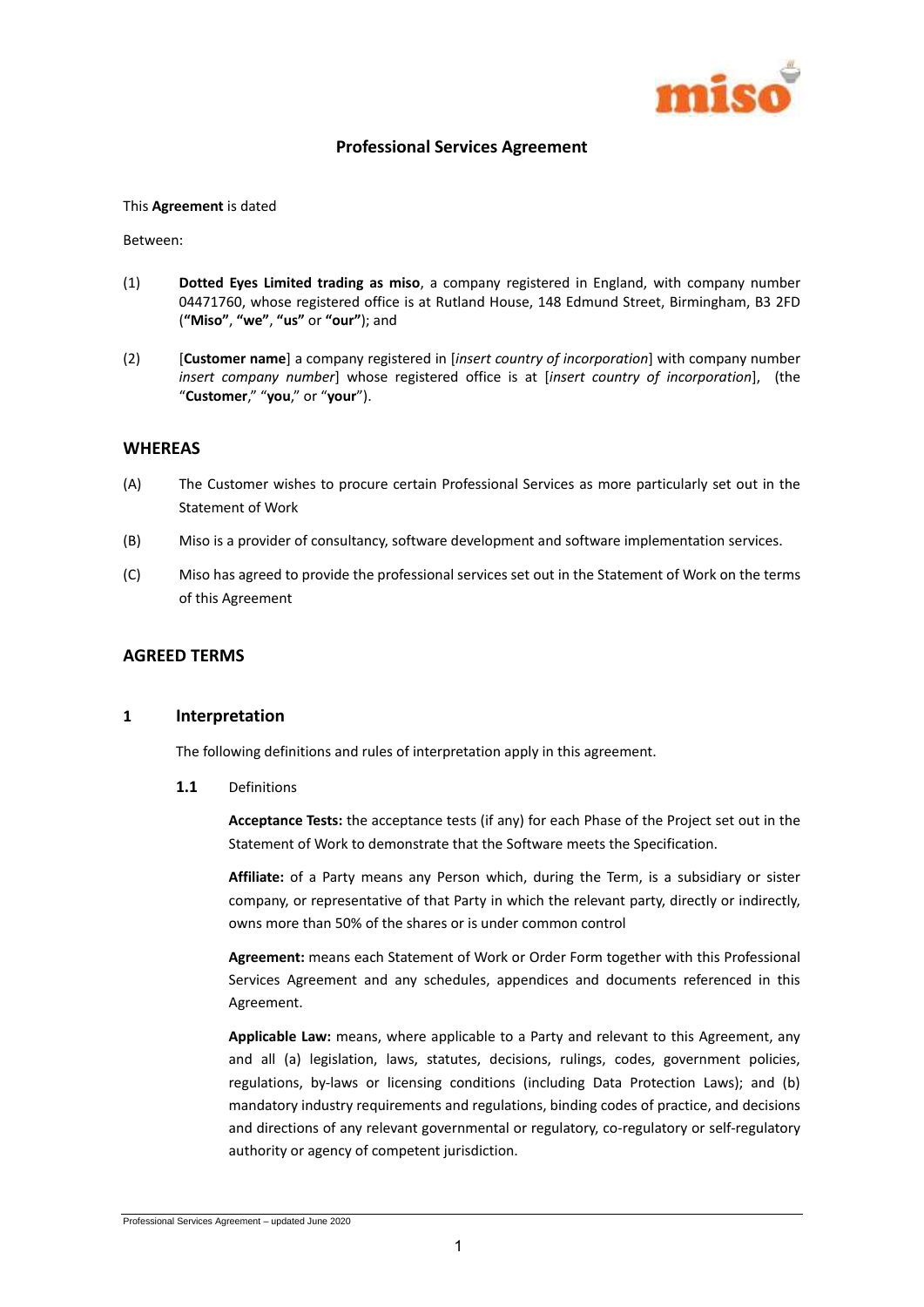## Professional Services Agreement

This **Agreement** is dated

Between:

(1) **Dotted Eyes Limited trading as miso**, a company registered in England, with company number 04471760, whose registered office is at Rutland House, 148 Edmund Street, Birmingham, B3 2FD (**"Miso"**, **"we"**, **"us"** or **"our"**); and

(2) [**Customer name**] a company registered in [*insert country of incorporation*] with company number *insert company number*] whose registered office is at [*insert country of incorporation*], (the "**Customer**," "**you**," or "**your**").

## WHEREAS

(A) The Customer wishes to procure certain Professional Services as more particularly set out in the Statement of Work

(B) Miso is a provider of consultancy, software development and software implementation services.

(C) Miso has agreed to provide the professional services set out in the Statement of Work on the terms of this Agreement

## AGREED TERMS

## 1 Interpretation

The following definitions and rules of interpretation apply in this agreement.

**1.1** Definitions

**Acceptance Tests:** the acceptance tests (if any) for each Phase of the Project set out in the Statement of Work to demonstrate that the Software meets the Specification.

**Affiliate:** of a Party means any Person which, during the Term, is a subsidiary or sister company, or representative of that Party in which the relevant party, directly or indirectly, owns more than 50% of the shares or is under common control

**Agreement:** means each Statement of Work or Order Form together with this Professional Services Agreement and any schedules, appendices and documents referenced in this Agreement.

**Applicable Law:** means, where applicable to a Party and relevant to this Agreement, any and all (a) legislation, laws, statutes, decisions, rulings, codes, government policies, regulations, by-laws or licensing conditions (including Data Protection Laws); and (b) mandatory industry requirements and regulations, binding codes of practice, and decisions and directions of any relevant governmental or regulatory, co-regulatory or self-regulatory authority or agency of competent jurisdiction.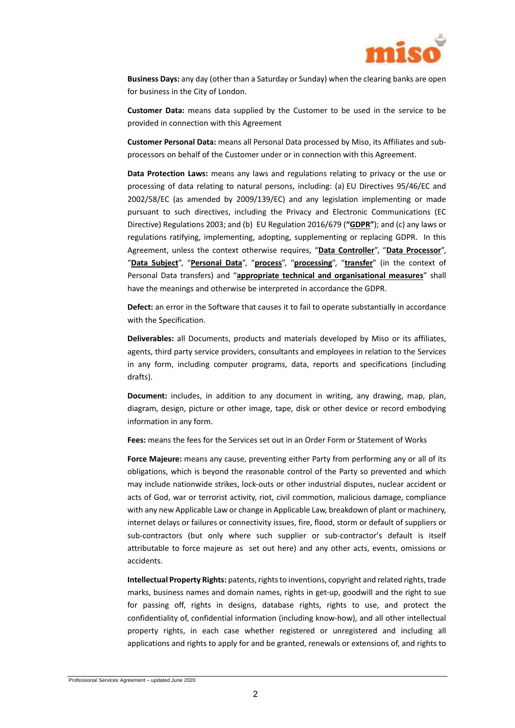**Business Days:** any day (other than a Saturday or Sunday) when the clearing banks are open for business in the City of London.

**Customer Data:** means data supplied by the Customer to be used in the service to be provided in connection with this Agreement

**Customer Personal Data:** means all Personal Data processed by Miso, its Affiliates and sub-processors on behalf of the Customer under or in connection with this Agreement.

**Data Protection Laws:** means any laws and regulations relating to privacy or the use or processing of data relating to natural persons, including: (a) EU Directives 95/46/EC and 2002/58/EC (as amended by 2009/139/EC) and any legislation implementing or made pursuant to such directives, including the Privacy and Electronic Communications (EC Directive) Regulations 2003; and (b) EU Regulation 2016/679 (**"GDPR"**); and (c) any laws or regulations ratifying, implementing, adopting, supplementing or replacing GDPR. In this Agreement, unless the context otherwise requires, "**Data Controller**", "**Data Processor**", "**Data Subject**", "**Personal Data**", "**process**", "**processing**", "**transfer**" (in the context of Personal Data transfers) and "**appropriate technical and organisational measures**" shall have the meanings and otherwise be interpreted in accordance the GDPR.

**Defect:** an error in the Software that causes it to fail to operate substantially in accordance with the Specification.

**Deliverables:** all Documents, products and materials developed by Miso or its affiliates, agents, third party service providers, consultants and employees in relation to the Services in any form, including computer programs, data, reports and specifications (including drafts).

**Document:** includes, in addition to any document in writing, any drawing, map, plan, diagram, design, picture or other image, tape, disk or other device or record embodying information in any form.

**Fees:** means the fees for the Services set out in an Order Form or Statement of Works

**Force Majeure:** means any cause, preventing either Party from performing any or all of its obligations, which is beyond the reasonable control of the Party so prevented and which may include nationwide strikes, lock-outs or other industrial disputes, nuclear accident or acts of God, war or terrorist activity, riot, civil commotion, malicious damage, compliance with any new Applicable Law or change in Applicable Law, breakdown of plant or machinery, internet delays or failures or connectivity issues, fire, flood, storm or default of suppliers or sub-contractors (but only where such supplier or sub-contractor's default is itself attributable to force majeure as set out here) and any other acts, events, omissions or accidents.

**Intellectual Property Rights:** patents, rights to inventions, copyright and related rights, trade marks, business names and domain names, rights in get-up, goodwill and the right to sue for passing off, rights in designs, database rights, rights to use, and protect the confidentiality of, confidential information (including know-how), and all other intellectual property rights, in each case whether registered or unregistered and including all applications and rights to apply for and be granted, renewals or extensions of, and rights to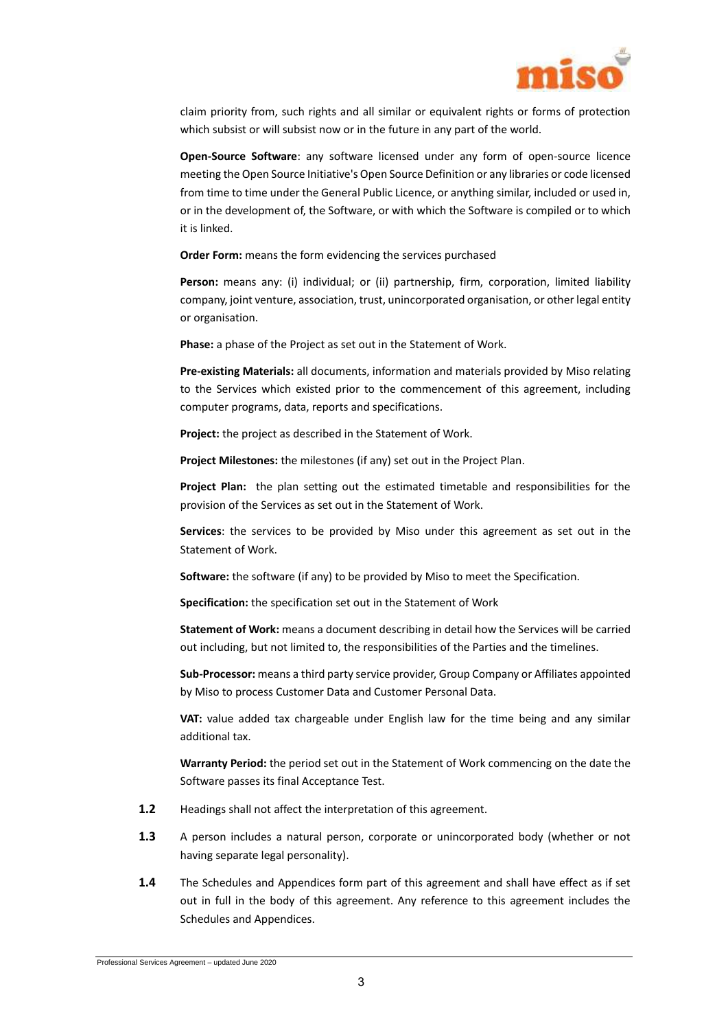claim priority from, such rights and all similar or equivalent rights or forms of protection which subsist or will subsist now or in the future in any part of the world.

**Open-Source Software**: any software licensed under any form of open-source licence meeting the Open Source Initiative's Open Source Definition or any libraries or code licensed from time to time under the General Public Licence, or anything similar, included or used in, or in the development of, the Software, or with which the Software is compiled or to which it is linked.

**Order Form:** means the form evidencing the services purchased

**Person:** means any: (i) individual; or (ii) partnership, firm, corporation, limited liability company, joint venture, association, trust, unincorporated organisation, or other legal entity or organisation.

**Phase:** a phase of the Project as set out in the Statement of Work.

**Pre-existing Materials:** all documents, information and materials provided by Miso relating to the Services which existed prior to the commencement of this agreement, including computer programs, data, reports and specifications.

**Project:** the project as described in the Statement of Work.

**Project Milestones:** the milestones (if any) set out in the Project Plan.

**Project Plan:** the plan setting out the estimated timetable and responsibilities for the provision of the Services as set out in the Statement of Work.

**Services**: the services to be provided by Miso under this agreement as set out in the Statement of Work.

**Software:** the software (if any) to be provided by Miso to meet the Specification.

**Specification:** the specification set out in the Statement of Work

**Statement of Work:** means a document describing in detail how the Services will be carried out including, but not limited to, the responsibilities of the Parties and the timelines.

**Sub-Processor:** means a third party service provider, Group Company or Affiliates appointed by Miso to process Customer Data and Customer Personal Data.

**VAT:** value added tax chargeable under English law for the time being and any similar additional tax.

**Warranty Period:** the period set out in the Statement of Work commencing on the date the Software passes its final Acceptance Test.

**1.2** Headings shall not affect the interpretation of this agreement.

**1.3** A person includes a natural person, corporate or unincorporated body (whether or not having separate legal personality).

**1.4** The Schedules and Appendices form part of this agreement and shall have effect as if set out in full in the body of this agreement. Any reference to this agreement includes the Schedules and Appendices.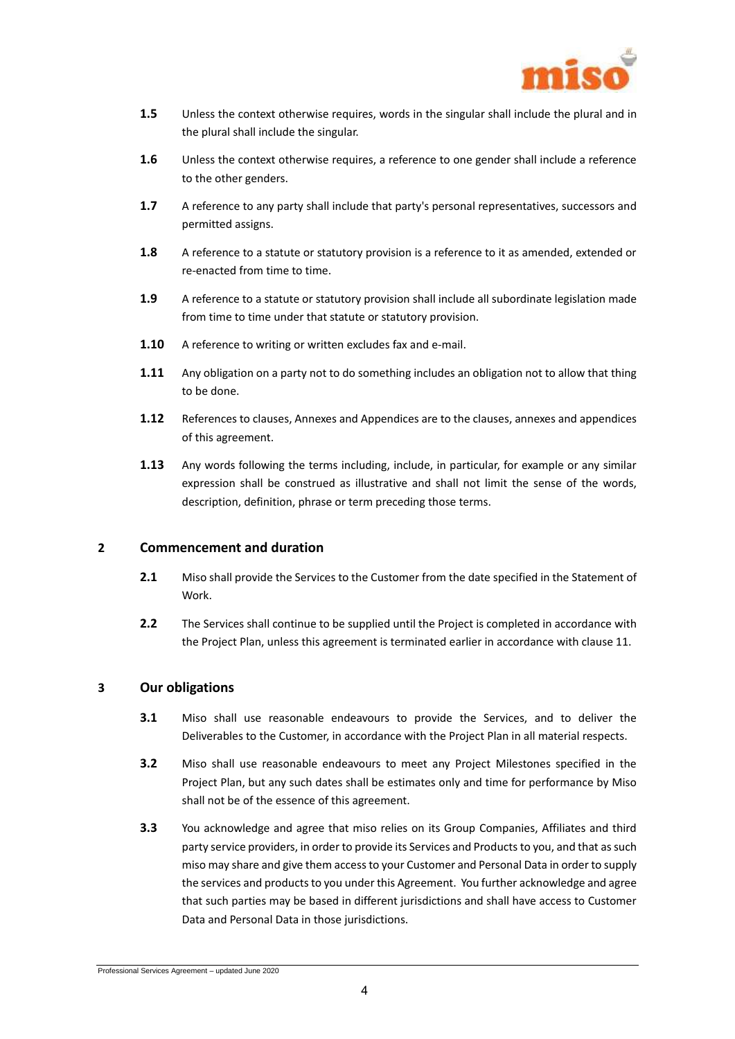**1.5** Unless the context otherwise requires, words in the singular shall include the plural and in the plural shall include the singular.

**1.6** Unless the context otherwise requires, a reference to one gender shall include a reference to the other genders.

**1.7** A reference to any party shall include that party's personal representatives, successors and permitted assigns.

**1.8** A reference to a statute or statutory provision is a reference to it as amended, extended or re-enacted from time to time.

**1.9** A reference to a statute or statutory provision shall include all subordinate legislation made from time to time under that statute or statutory provision.

**1.10** A reference to writing or written excludes fax and e-mail.

**1.11** Any obligation on a party not to do something includes an obligation not to allow that thing to be done.

**1.12** References to clauses, Annexes and Appendices are to the clauses, annexes and appendices of this agreement.

**1.13** Any words following the terms including, include, in particular, for example or any similar expression shall be construed as illustrative and shall not limit the sense of the words, description, definition, phrase or term preceding those terms.

## 2 Commencement and duration

**2.1** Miso shall provide the Services to the Customer from the date specified in the Statement of Work.

**2.2** The Services shall continue to be supplied until the Project is completed in accordance with the Project Plan, unless this agreement is terminated earlier in accordance with clause 11.

## 3 Our obligations

**3.1** Miso shall use reasonable endeavours to provide the Services, and to deliver the Deliverables to the Customer, in accordance with the Project Plan in all material respects.

**3.2** Miso shall use reasonable endeavours to meet any Project Milestones specified in the Project Plan, but any such dates shall be estimates only and time for performance by Miso shall not be of the essence of this agreement.

**3.3** You acknowledge and agree that miso relies on its Group Companies, Affiliates and third party service providers, in order to provide its Services and Products to you, and that as such miso may share and give them access to your Customer and Personal Data in order to supply the services and products to you under this Agreement. You further acknowledge and agree that such parties may be based in different jurisdictions and shall have access to Customer Data and Personal Data in those jurisdictions.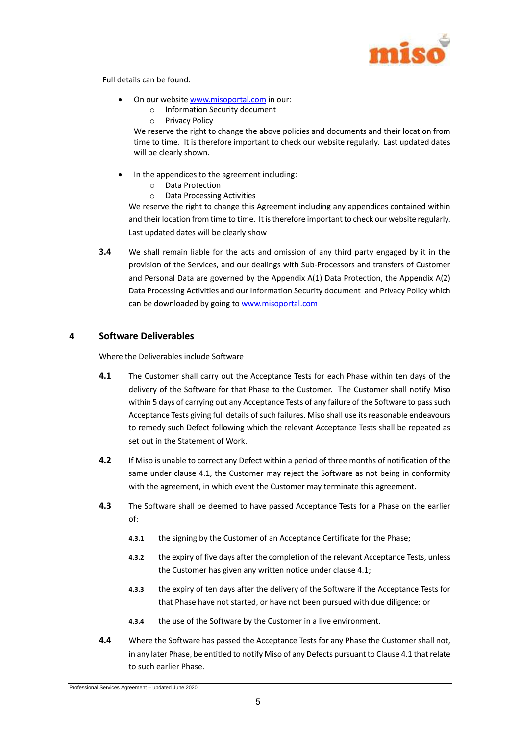Full details can be found:

- On our website www.misoportal.com in our:
    - Information Security document
    - Privacy Policy

  We reserve the right to change the above policies and documents and their location from time to time. It is therefore important to check our website regularly. Last updated dates will be clearly shown.

- In the appendices to the agreement including:
    - Data Protection
    - Data Processing Activities

  We reserve the right to change this Agreement including any appendices contained within and their location from time to time. It is therefore important to check our website regularly. Last updated dates will be clearly show

**3.4** We shall remain liable for the acts and omission of any third party engaged by it in the provision of the Services, and our dealings with Sub-Processors and transfers of Customer and Personal Data are governed by the Appendix A(1) Data Protection, the Appendix A(2) Data Processing Activities and our Information Security document and Privacy Policy which can be downloaded by going to www.misoportal.com

## 4 Software Deliverables

Where the Deliverables include Software

**4.1** The Customer shall carry out the Acceptance Tests for each Phase within ten days of the delivery of the Software for that Phase to the Customer. The Customer shall notify Miso within 5 days of carrying out any Acceptance Tests of any failure of the Software to pass such Acceptance Tests giving full details of such failures. Miso shall use its reasonable endeavours to remedy such Defect following which the relevant Acceptance Tests shall be repeated as set out in the Statement of Work.

**4.2** If Miso is unable to correct any Defect within a period of three months of notification of the same under clause 4.1, the Customer may reject the Software as not being in conformity with the agreement, in which event the Customer may terminate this agreement.

**4.3** The Software shall be deemed to have passed Acceptance Tests for a Phase on the earlier of:

**4.3.1** the signing by the Customer of an Acceptance Certificate for the Phase;

**4.3.2** the expiry of five days after the completion of the relevant Acceptance Tests, unless the Customer has given any written notice under clause 4.1;

**4.3.3** the expiry of ten days after the delivery of the Software if the Acceptance Tests for that Phase have not started, or have not been pursued with due diligence; or

**4.3.4** the use of the Software by the Customer in a live environment.

**4.4** Where the Software has passed the Acceptance Tests for any Phase the Customer shall not, in any later Phase, be entitled to notify Miso of any Defects pursuant to Clause 4.1 that relate to such earlier Phase.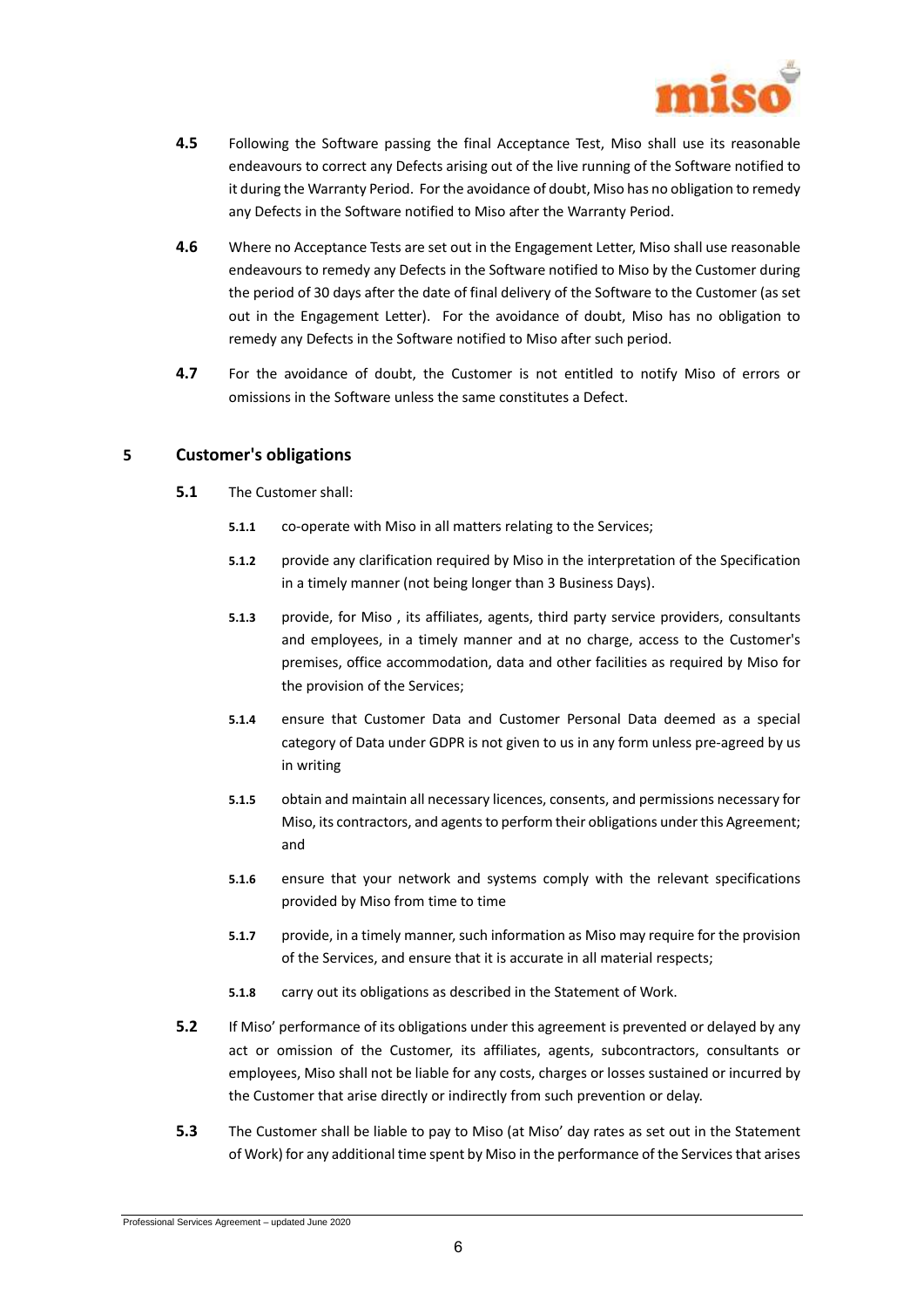**4.5** Following the Software passing the final Acceptance Test, Miso shall use its reasonable endeavours to correct any Defects arising out of the live running of the Software notified to it during the Warranty Period. For the avoidance of doubt, Miso has no obligation to remedy any Defects in the Software notified to Miso after the Warranty Period.

**4.6** Where no Acceptance Tests are set out in the Engagement Letter, Miso shall use reasonable endeavours to remedy any Defects in the Software notified to Miso by the Customer during the period of 30 days after the date of final delivery of the Software to the Customer (as set out in the Engagement Letter). For the avoidance of doubt, Miso has no obligation to remedy any Defects in the Software notified to Miso after such period.

**4.7** For the avoidance of doubt, the Customer is not entitled to notify Miso of errors or omissions in the Software unless the same constitutes a Defect.

## 5 Customer's obligations

**5.1** The Customer shall:

**5.1.1** co-operate with Miso in all matters relating to the Services;

**5.1.2** provide any clarification required by Miso in the interpretation of the Specification in a timely manner (not being longer than 3 Business Days).

**5.1.3** provide, for Miso , its affiliates, agents, third party service providers, consultants and employees, in a timely manner and at no charge, access to the Customer's premises, office accommodation, data and other facilities as required by Miso for the provision of the Services;

**5.1.4** ensure that Customer Data and Customer Personal Data deemed as a special category of Data under GDPR is not given to us in any form unless pre-agreed by us in writing

**5.1.5** obtain and maintain all necessary licences, consents, and permissions necessary for Miso, its contractors, and agents to perform their obligations under this Agreement; and

**5.1.6** ensure that your network and systems comply with the relevant specifications provided by Miso from time to time

**5.1.7** provide, in a timely manner, such information as Miso may require for the provision of the Services, and ensure that it is accurate in all material respects;

**5.1.8** carry out its obligations as described in the Statement of Work.

**5.2** If Miso' performance of its obligations under this agreement is prevented or delayed by any act or omission of the Customer, its affiliates, agents, subcontractors, consultants or employees, Miso shall not be liable for any costs, charges or losses sustained or incurred by the Customer that arise directly or indirectly from such prevention or delay.

**5.3** The Customer shall be liable to pay to Miso (at Miso' day rates as set out in the Statement of Work) for any additional time spent by Miso in the performance of the Services that arises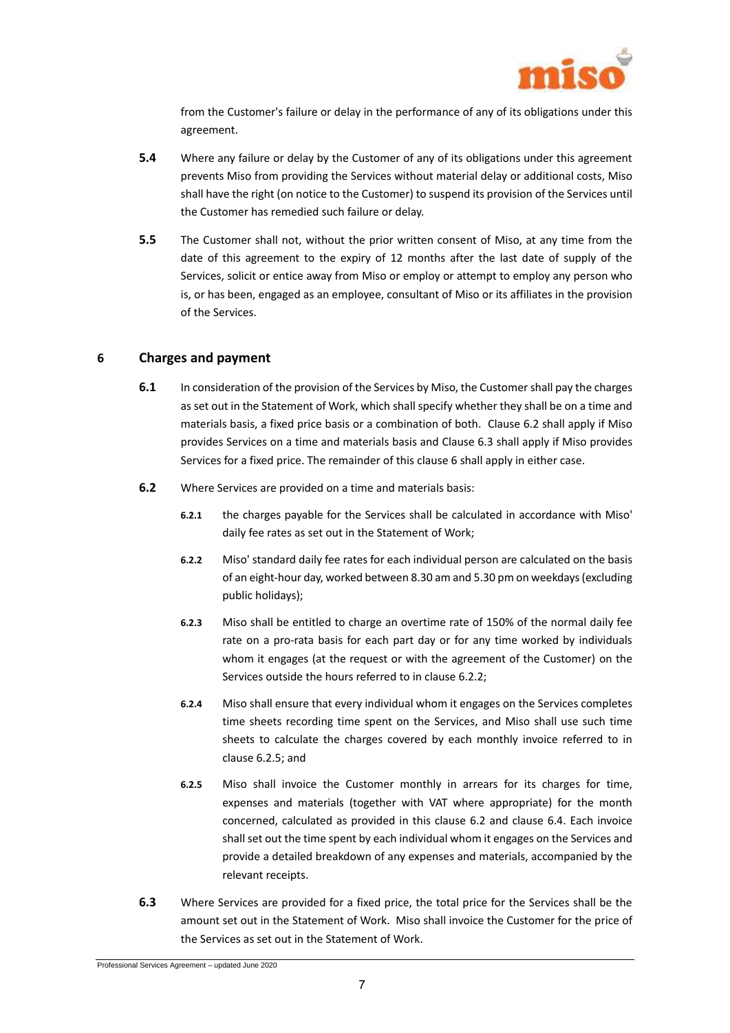from the Customer's failure or delay in the performance of any of its obligations under this agreement.

**5.4** Where any failure or delay by the Customer of any of its obligations under this agreement prevents Miso from providing the Services without material delay or additional costs, Miso shall have the right (on notice to the Customer) to suspend its provision of the Services until the Customer has remedied such failure or delay.

**5.5** The Customer shall not, without the prior written consent of Miso, at any time from the date of this agreement to the expiry of 12 months after the last date of supply of the Services, solicit or entice away from Miso or employ or attempt to employ any person who is, or has been, engaged as an employee, consultant of Miso or its affiliates in the provision of the Services.

## 6 Charges and payment

**6.1** In consideration of the provision of the Services by Miso, the Customer shall pay the charges as set out in the Statement of Work, which shall specify whether they shall be on a time and materials basis, a fixed price basis or a combination of both. Clause 6.2 shall apply if Miso provides Services on a time and materials basis and Clause 6.3 shall apply if Miso provides Services for a fixed price. The remainder of this clause 6 shall apply in either case.

**6.2** Where Services are provided on a time and materials basis:

**6.2.1** the charges payable for the Services shall be calculated in accordance with Miso' daily fee rates as set out in the Statement of Work;

**6.2.2** Miso' standard daily fee rates for each individual person are calculated on the basis of an eight-hour day, worked between 8.30 am and 5.30 pm on weekdays (excluding public holidays);

**6.2.3** Miso shall be entitled to charge an overtime rate of 150% of the normal daily fee rate on a pro-rata basis for each part day or for any time worked by individuals whom it engages (at the request or with the agreement of the Customer) on the Services outside the hours referred to in clause 6.2.2;

**6.2.4** Miso shall ensure that every individual whom it engages on the Services completes time sheets recording time spent on the Services, and Miso shall use such time sheets to calculate the charges covered by each monthly invoice referred to in clause 6.2.5; and

**6.2.5** Miso shall invoice the Customer monthly in arrears for its charges for time, expenses and materials (together with VAT where appropriate) for the month concerned, calculated as provided in this clause 6.2 and clause 6.4. Each invoice shall set out the time spent by each individual whom it engages on the Services and provide a detailed breakdown of any expenses and materials, accompanied by the relevant receipts.

**6.3** Where Services are provided for a fixed price, the total price for the Services shall be the amount set out in the Statement of Work. Miso shall invoice the Customer for the price of the Services as set out in the Statement of Work.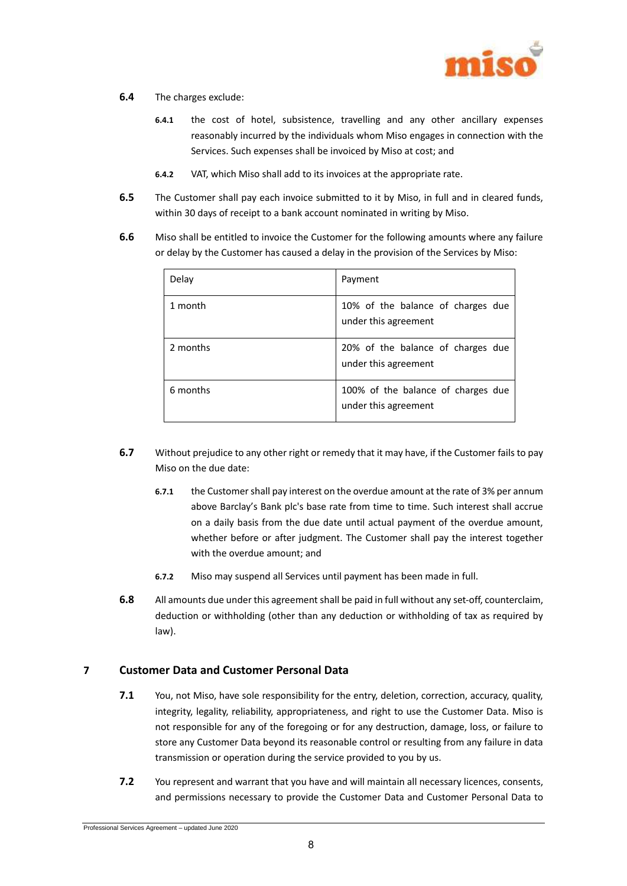**6.4** The charges exclude:

**6.4.1** the cost of hotel, subsistence, travelling and any other ancillary expenses reasonably incurred by the individuals whom Miso engages in connection with the Services. Such expenses shall be invoiced by Miso at cost; and

**6.4.2** VAT, which Miso shall add to its invoices at the appropriate rate.

**6.5** The Customer shall pay each invoice submitted to it by Miso, in full and in cleared funds, within 30 days of receipt to a bank account nominated in writing by Miso.

**6.6** Miso shall be entitled to invoice the Customer for the following amounts where any failure or delay by the Customer has caused a delay in the provision of the Services by Miso:

| Delay | Payment |
|---|---|
| 1 month | 10% of the balance of charges due under this agreement |
| 2 months | 20% of the balance of charges due under this agreement |
| 6 months | 100% of the balance of charges due under this agreement |

**6.7** Without prejudice to any other right or remedy that it may have, if the Customer fails to pay Miso on the due date:

**6.7.1** the Customer shall pay interest on the overdue amount at the rate of 3% per annum above Barclay's Bank plc's base rate from time to time. Such interest shall accrue on a daily basis from the due date until actual payment of the overdue amount, whether before or after judgment. The Customer shall pay the interest together with the overdue amount; and

**6.7.2** Miso may suspend all Services until payment has been made in full.

**6.8** All amounts due under this agreement shall be paid in full without any set-off, counterclaim, deduction or withholding (other than any deduction or withholding of tax as required by law).

## 7 Customer Data and Customer Personal Data

**7.1** You, not Miso, have sole responsibility for the entry, deletion, correction, accuracy, quality, integrity, legality, reliability, appropriateness, and right to use the Customer Data. Miso is not responsible for any of the foregoing or for any destruction, damage, loss, or failure to store any Customer Data beyond its reasonable control or resulting from any failure in data transmission or operation during the service provided to you by us.

**7.2** You represent and warrant that you have and will maintain all necessary licences, consents, and permissions necessary to provide the Customer Data and Customer Personal Data to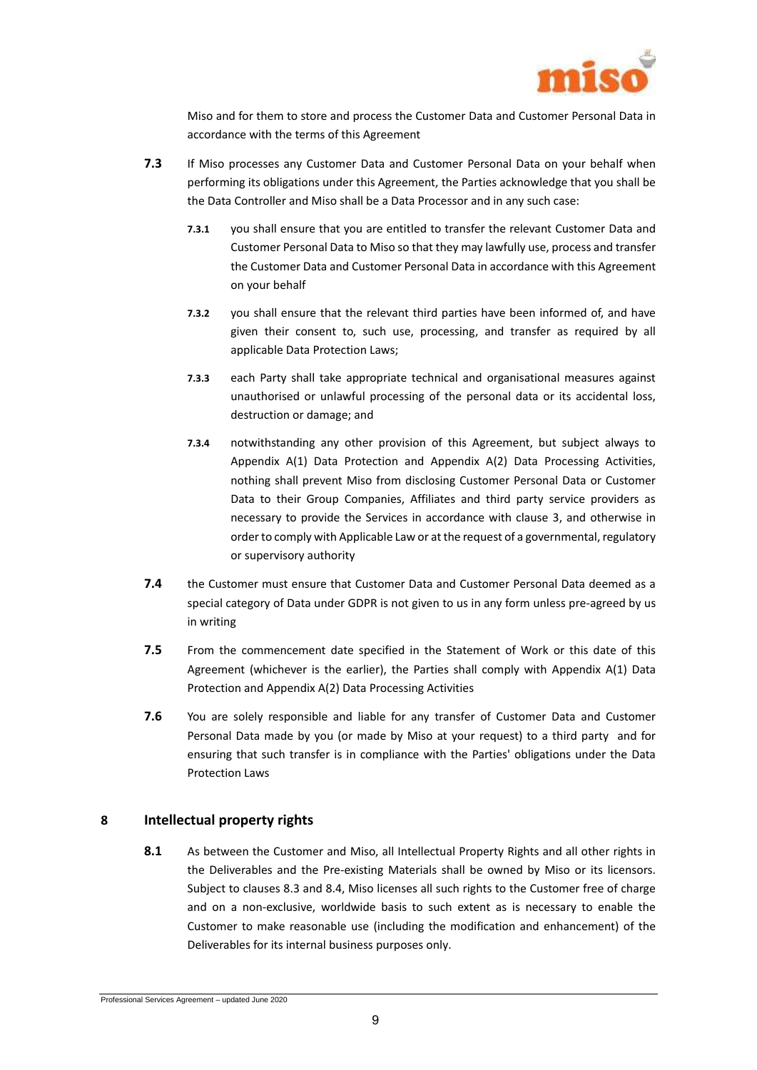Miso and for them to store and process the Customer Data and Customer Personal Data in accordance with the terms of this Agreement

**7.3** If Miso processes any Customer Data and Customer Personal Data on your behalf when performing its obligations under this Agreement, the Parties acknowledge that you shall be the Data Controller and Miso shall be a Data Processor and in any such case:

**7.3.1** you shall ensure that you are entitled to transfer the relevant Customer Data and Customer Personal Data to Miso so that they may lawfully use, process and transfer the Customer Data and Customer Personal Data in accordance with this Agreement on your behalf

**7.3.2** you shall ensure that the relevant third parties have been informed of, and have given their consent to, such use, processing, and transfer as required by all applicable Data Protection Laws;

**7.3.3** each Party shall take appropriate technical and organisational measures against unauthorised or unlawful processing of the personal data or its accidental loss, destruction or damage; and

**7.3.4** notwithstanding any other provision of this Agreement, but subject always to Appendix A(1) Data Protection and Appendix A(2) Data Processing Activities, nothing shall prevent Miso from disclosing Customer Personal Data or Customer Data to their Group Companies, Affiliates and third party service providers as necessary to provide the Services in accordance with clause 3, and otherwise in order to comply with Applicable Law or at the request of a governmental, regulatory or supervisory authority

**7.4** the Customer must ensure that Customer Data and Customer Personal Data deemed as a special category of Data under GDPR is not given to us in any form unless pre-agreed by us in writing

**7.5** From the commencement date specified in the Statement of Work or this date of this Agreement (whichever is the earlier), the Parties shall comply with Appendix A(1) Data Protection and Appendix A(2) Data Processing Activities

**7.6** You are solely responsible and liable for any transfer of Customer Data and Customer Personal Data made by you (or made by Miso at your request) to a third party and for ensuring that such transfer is in compliance with the Parties' obligations under the Data Protection Laws

## 8 Intellectual property rights

**8.1** As between the Customer and Miso, all Intellectual Property Rights and all other rights in the Deliverables and the Pre-existing Materials shall be owned by Miso or its licensors. Subject to clauses 8.3 and 8.4, Miso licenses all such rights to the Customer free of charge and on a non-exclusive, worldwide basis to such extent as is necessary to enable the Customer to make reasonable use (including the modification and enhancement) of the Deliverables for its internal business purposes only.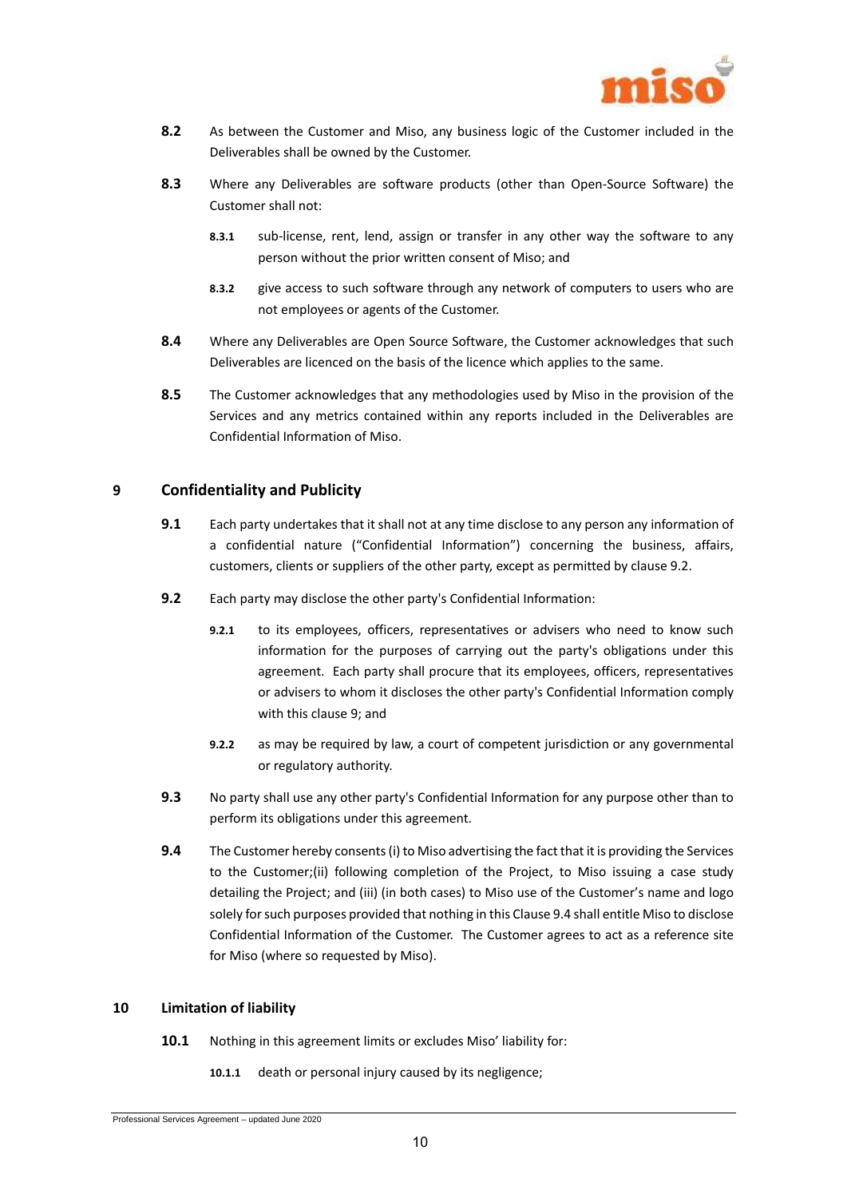**8.2** As between the Customer and Miso, any business logic of the Customer included in the Deliverables shall be owned by the Customer.

**8.3** Where any Deliverables are software products (other than Open-Source Software) the Customer shall not:

**8.3.1** sub-license, rent, lend, assign or transfer in any other way the software to any person without the prior written consent of Miso; and

**8.3.2** give access to such software through any network of computers to users who are not employees or agents of the Customer.

**8.4** Where any Deliverables are Open Source Software, the Customer acknowledges that such Deliverables are licenced on the basis of the licence which applies to the same.

**8.5** The Customer acknowledges that any methodologies used by Miso in the provision of the Services and any metrics contained within any reports included in the Deliverables are Confidential Information of Miso.

## 9 Confidentiality and Publicity

**9.1** Each party undertakes that it shall not at any time disclose to any person any information of a confidential nature ("Confidential Information") concerning the business, affairs, customers, clients or suppliers of the other party, except as permitted by clause 9.2.

**9.2** Each party may disclose the other party's Confidential Information:

**9.2.1** to its employees, officers, representatives or advisers who need to know such information for the purposes of carrying out the party's obligations under this agreement. Each party shall procure that its employees, officers, representatives or advisers to whom it discloses the other party's Confidential Information comply with this clause 9; and

**9.2.2** as may be required by law, a court of competent jurisdiction or any governmental or regulatory authority.

**9.3** No party shall use any other party's Confidential Information for any purpose other than to perform its obligations under this agreement.

**9.4** The Customer hereby consents (i) to Miso advertising the fact that it is providing the Services to the Customer;(ii) following completion of the Project, to Miso issuing a case study detailing the Project; and (iii) (in both cases) to Miso use of the Customer's name and logo solely for such purposes provided that nothing in this Clause 9.4 shall entitle Miso to disclose Confidential Information of the Customer. The Customer agrees to act as a reference site for Miso (where so requested by Miso).

## 10 Limitation of liability

**10.1** Nothing in this agreement limits or excludes Miso' liability for:

**10.1.1** death or personal injury caused by its negligence;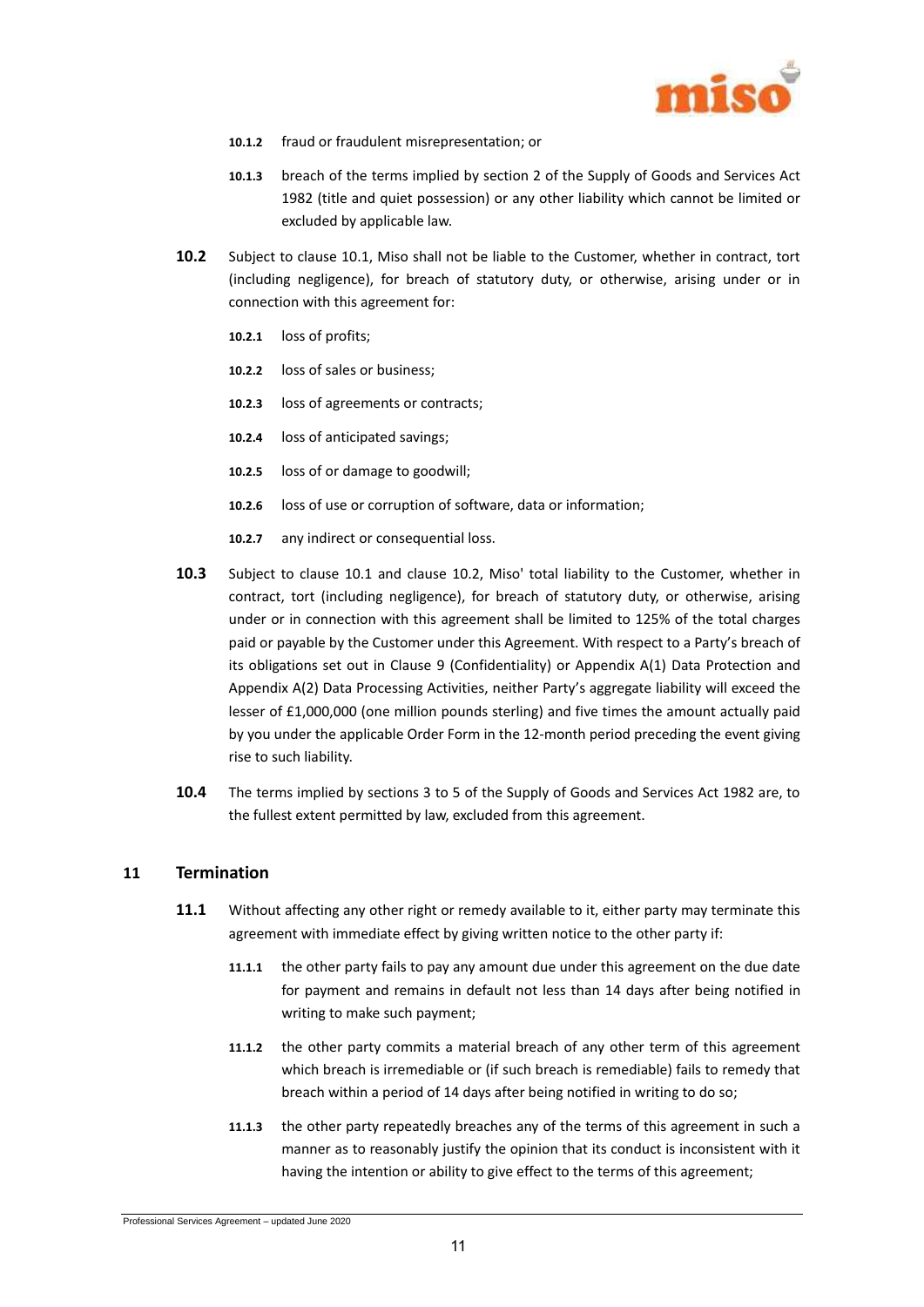**10.1.2** fraud or fraudulent misrepresentation; or

**10.1.3** breach of the terms implied by section 2 of the Supply of Goods and Services Act 1982 (title and quiet possession) or any other liability which cannot be limited or excluded by applicable law.

**10.2** Subject to clause 10.1, Miso shall not be liable to the Customer, whether in contract, tort (including negligence), for breach of statutory duty, or otherwise, arising under or in connection with this agreement for:

**10.2.1** loss of profits;

**10.2.2** loss of sales or business;

**10.2.3** loss of agreements or contracts;

**10.2.4** loss of anticipated savings;

**10.2.5** loss of or damage to goodwill;

**10.2.6** loss of use or corruption of software, data or information;

**10.2.7** any indirect or consequential loss.

**10.3** Subject to clause 10.1 and clause 10.2, Miso' total liability to the Customer, whether in contract, tort (including negligence), for breach of statutory duty, or otherwise, arising under or in connection with this agreement shall be limited to 125% of the total charges paid or payable by the Customer under this Agreement. With respect to a Party's breach of its obligations set out in Clause 9 (Confidentiality) or Appendix A(1) Data Protection and Appendix A(2) Data Processing Activities, neither Party's aggregate liability will exceed the lesser of £1,000,000 (one million pounds sterling) and five times the amount actually paid by you under the applicable Order Form in the 12-month period preceding the event giving rise to such liability.

**10.4** The terms implied by sections 3 to 5 of the Supply of Goods and Services Act 1982 are, to the fullest extent permitted by law, excluded from this agreement.

## 11 Termination

**11.1** Without affecting any other right or remedy available to it, either party may terminate this agreement with immediate effect by giving written notice to the other party if:

**11.1.1** the other party fails to pay any amount due under this agreement on the due date for payment and remains in default not less than 14 days after being notified in writing to make such payment;

**11.1.2** the other party commits a material breach of any other term of this agreement which breach is irremediable or (if such breach is remediable) fails to remedy that breach within a period of 14 days after being notified in writing to do so;

**11.1.3** the other party repeatedly breaches any of the terms of this agreement in such a manner as to reasonably justify the opinion that its conduct is inconsistent with it having the intention or ability to give effect to the terms of this agreement;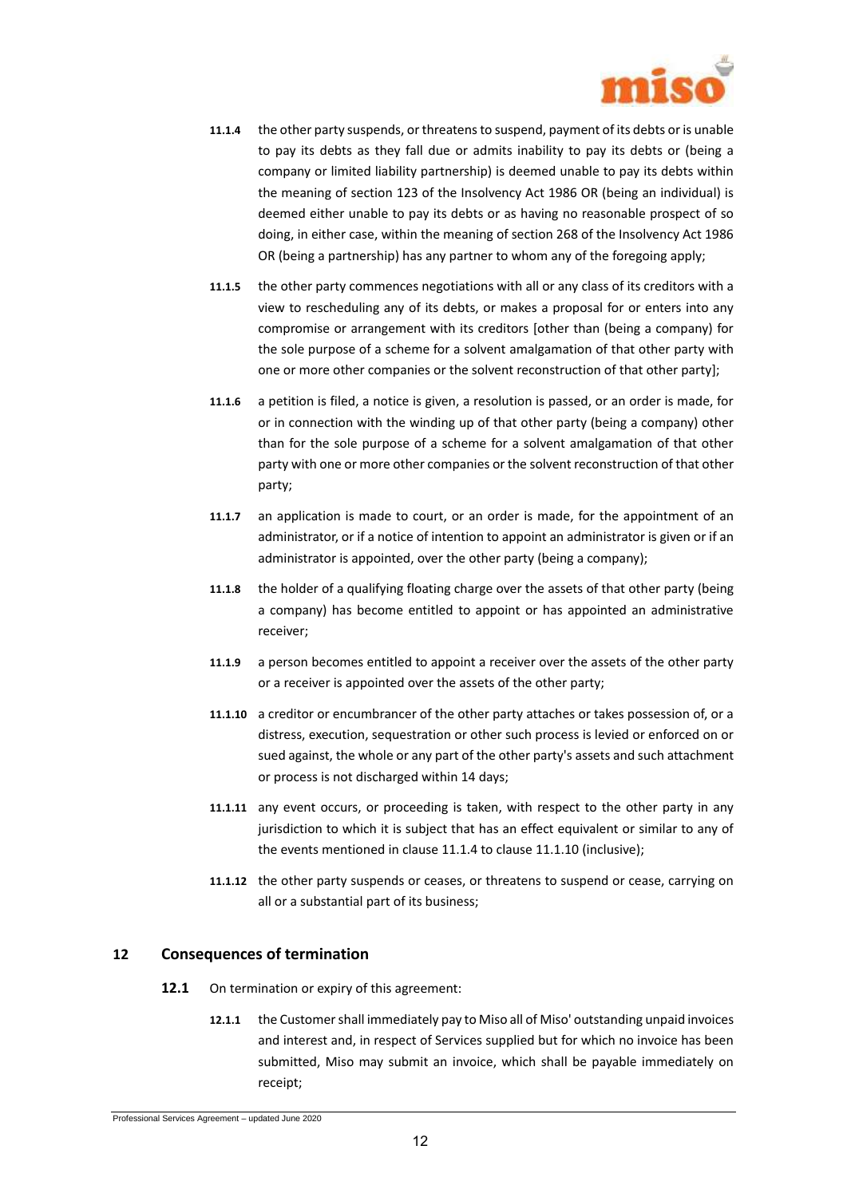**11.1.4** the other party suspends, or threatens to suspend, payment of its debts or is unable to pay its debts as they fall due or admits inability to pay its debts or (being a company or limited liability partnership) is deemed unable to pay its debts within the meaning of section 123 of the Insolvency Act 1986 OR (being an individual) is deemed either unable to pay its debts or as having no reasonable prospect of so doing, in either case, within the meaning of section 268 of the Insolvency Act 1986 OR (being a partnership) has any partner to whom any of the foregoing apply;

**11.1.5** the other party commences negotiations with all or any class of its creditors with a view to rescheduling any of its debts, or makes a proposal for or enters into any compromise or arrangement with its creditors [other than (being a company) for the sole purpose of a scheme for a solvent amalgamation of that other party with one or more other companies or the solvent reconstruction of that other party];

**11.1.6** a petition is filed, a notice is given, a resolution is passed, or an order is made, for or in connection with the winding up of that other party (being a company) other than for the sole purpose of a scheme for a solvent amalgamation of that other party with one or more other companies or the solvent reconstruction of that other party;

**11.1.7** an application is made to court, or an order is made, for the appointment of an administrator, or if a notice of intention to appoint an administrator is given or if an administrator is appointed, over the other party (being a company);

**11.1.8** the holder of a qualifying floating charge over the assets of that other party (being a company) has become entitled to appoint or has appointed an administrative receiver;

**11.1.9** a person becomes entitled to appoint a receiver over the assets of the other party or a receiver is appointed over the assets of the other party;

**11.1.10** a creditor or encumbrancer of the other party attaches or takes possession of, or a distress, execution, sequestration or other such process is levied or enforced on or sued against, the whole or any part of the other party's assets and such attachment or process is not discharged within 14 days;

**11.1.11** any event occurs, or proceeding is taken, with respect to the other party in any jurisdiction to which it is subject that has an effect equivalent or similar to any of the events mentioned in clause 11.1.4 to clause 11.1.10 (inclusive);

**11.1.12** the other party suspends or ceases, or threatens to suspend or cease, carrying on all or a substantial part of its business;

## 12 Consequences of termination

**12.1** On termination or expiry of this agreement:

**12.1.1** the Customer shall immediately pay to Miso all of Miso' outstanding unpaid invoices and interest and, in respect of Services supplied but for which no invoice has been submitted, Miso may submit an invoice, which shall be payable immediately on receipt;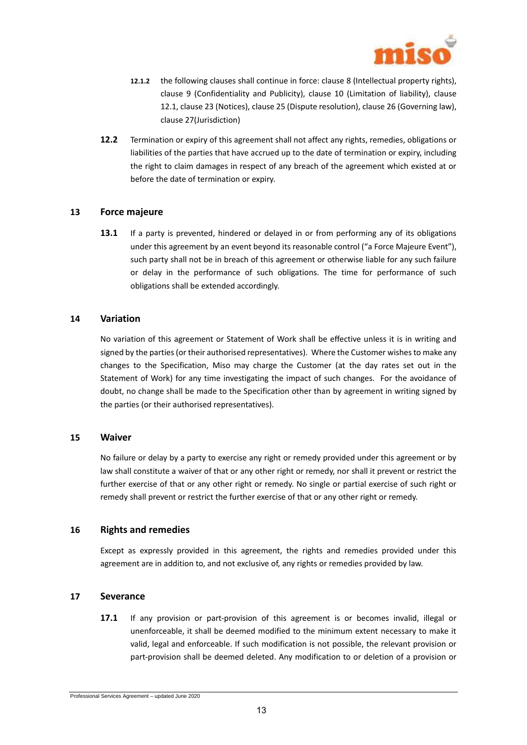**12.1.2** the following clauses shall continue in force: clause 8 (Intellectual property rights), clause 9 (Confidentiality and Publicity), clause 10 (Limitation of liability), clause 12.1, clause 23 (Notices), clause 25 (Dispute resolution), clause 26 (Governing law), clause 27(Jurisdiction)

**12.2** Termination or expiry of this agreement shall not affect any rights, remedies, obligations or liabilities of the parties that have accrued up to the date of termination or expiry, including the right to claim damages in respect of any breach of the agreement which existed at or before the date of termination or expiry.

## 13 Force majeure

**13.1** If a party is prevented, hindered or delayed in or from performing any of its obligations under this agreement by an event beyond its reasonable control ("a Force Majeure Event"), such party shall not be in breach of this agreement or otherwise liable for any such failure or delay in the performance of such obligations. The time for performance of such obligations shall be extended accordingly.

## 14 Variation

No variation of this agreement or Statement of Work shall be effective unless it is in writing and signed by the parties (or their authorised representatives). Where the Customer wishes to make any changes to the Specification, Miso may charge the Customer (at the day rates set out in the Statement of Work) for any time investigating the impact of such changes. For the avoidance of doubt, no change shall be made to the Specification other than by agreement in writing signed by the parties (or their authorised representatives).

## 15 Waiver

No failure or delay by a party to exercise any right or remedy provided under this agreement or by law shall constitute a waiver of that or any other right or remedy, nor shall it prevent or restrict the further exercise of that or any other right or remedy. No single or partial exercise of such right or remedy shall prevent or restrict the further exercise of that or any other right or remedy.

## 16 Rights and remedies

Except as expressly provided in this agreement, the rights and remedies provided under this agreement are in addition to, and not exclusive of, any rights or remedies provided by law.

## 17 Severance

**17.1** If any provision or part-provision of this agreement is or becomes invalid, illegal or unenforceable, it shall be deemed modified to the minimum extent necessary to make it valid, legal and enforceable. If such modification is not possible, the relevant provision or part-provision shall be deemed deleted. Any modification to or deletion of a provision or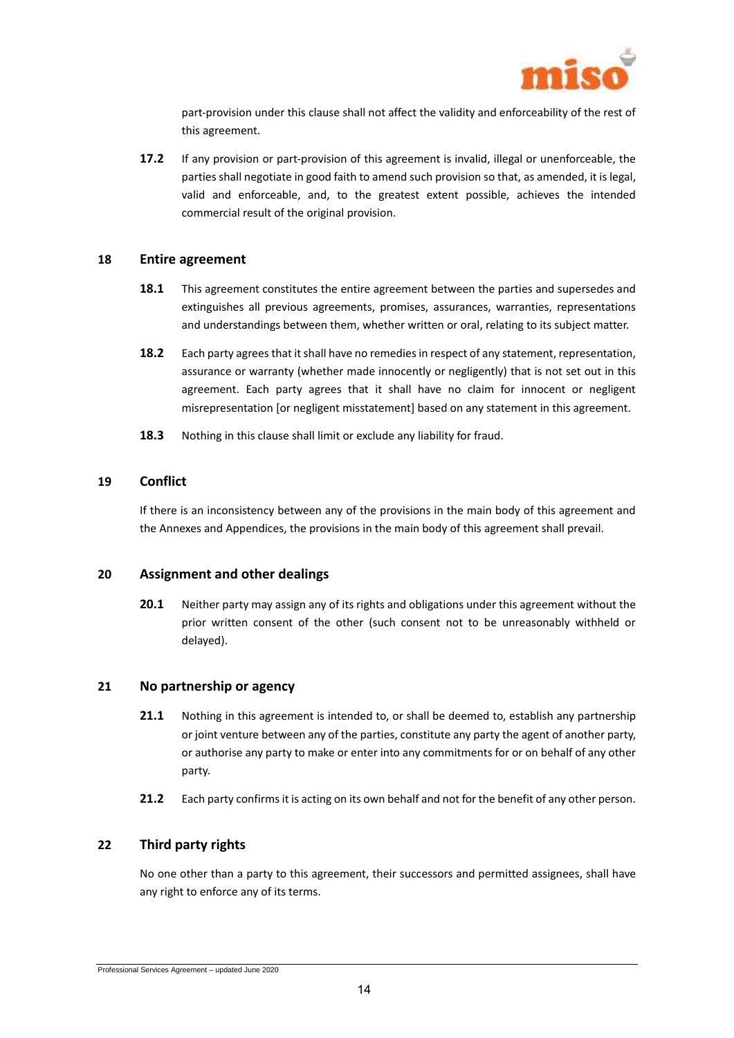part-provision under this clause shall not affect the validity and enforceability of the rest of this agreement.

**17.2** If any provision or part-provision of this agreement is invalid, illegal or unenforceable, the parties shall negotiate in good faith to amend such provision so that, as amended, it is legal, valid and enforceable, and, to the greatest extent possible, achieves the intended commercial result of the original provision.

## 18 Entire agreement

**18.1** This agreement constitutes the entire agreement between the parties and supersedes and extinguishes all previous agreements, promises, assurances, warranties, representations and understandings between them, whether written or oral, relating to its subject matter.

**18.2** Each party agrees that it shall have no remedies in respect of any statement, representation, assurance or warranty (whether made innocently or negligently) that is not set out in this agreement. Each party agrees that it shall have no claim for innocent or negligent misrepresentation [or negligent misstatement] based on any statement in this agreement.

**18.3** Nothing in this clause shall limit or exclude any liability for fraud.

## 19 Conflict

If there is an inconsistency between any of the provisions in the main body of this agreement and the Annexes and Appendices, the provisions in the main body of this agreement shall prevail.

## 20 Assignment and other dealings

**20.1** Neither party may assign any of its rights and obligations under this agreement without the prior written consent of the other (such consent not to be unreasonably withheld or delayed).

## 21 No partnership or agency

**21.1** Nothing in this agreement is intended to, or shall be deemed to, establish any partnership or joint venture between any of the parties, constitute any party the agent of another party, or authorise any party to make or enter into any commitments for or on behalf of any other party.

**21.2** Each party confirms it is acting on its own behalf and not for the benefit of any other person.

## 22 Third party rights

No one other than a party to this agreement, their successors and permitted assignees, shall have any right to enforce any of its terms.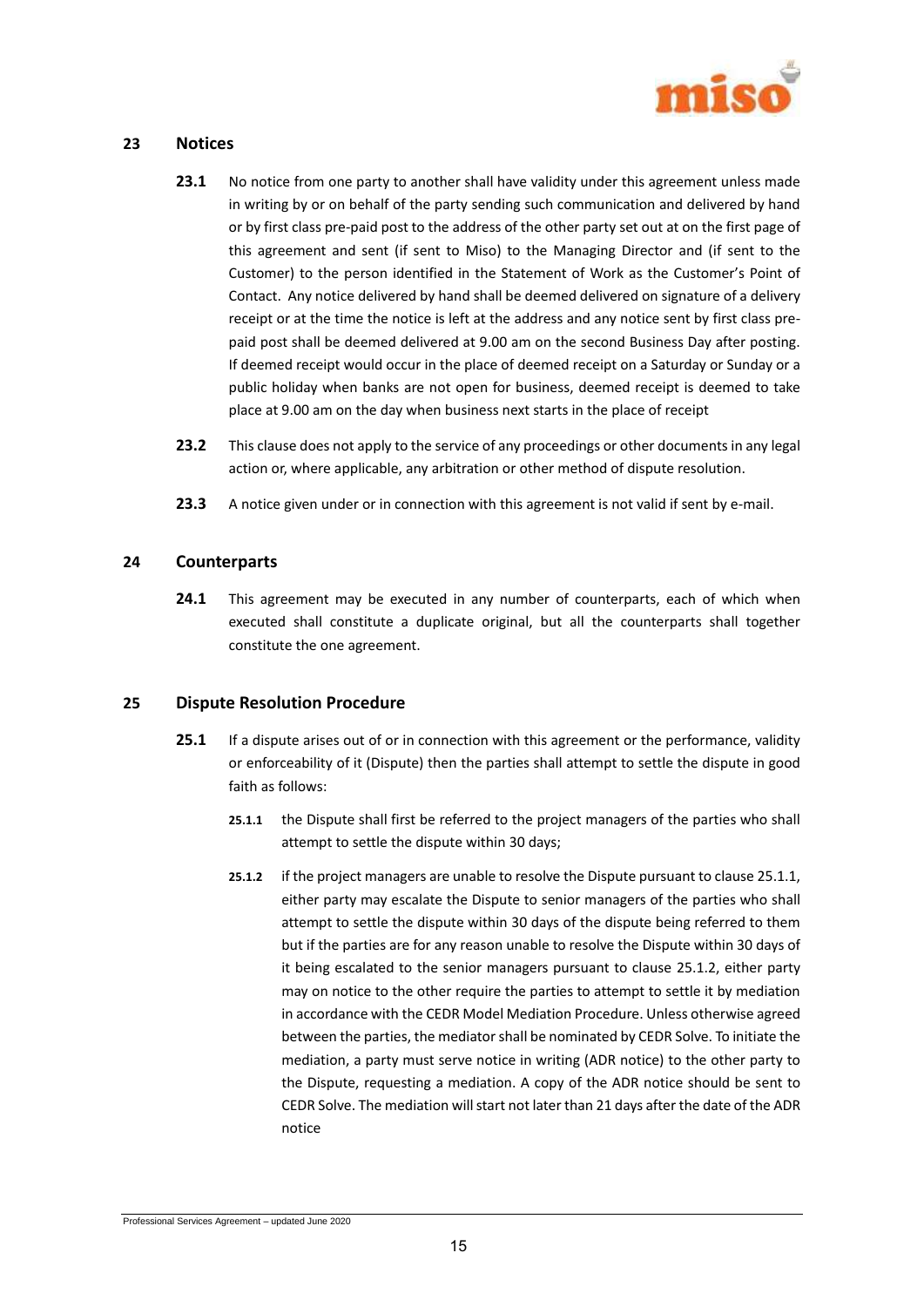## 23 Notices

**23.1** No notice from one party to another shall have validity under this agreement unless made in writing by or on behalf of the party sending such communication and delivered by hand or by first class pre-paid post to the address of the other party set out at on the first page of this agreement and sent (if sent to Miso) to the Managing Director and (if sent to the Customer) to the person identified in the Statement of Work as the Customer's Point of Contact. Any notice delivered by hand shall be deemed delivered on signature of a delivery receipt or at the time the notice is left at the address and any notice sent by first class pre-paid post shall be deemed delivered at 9.00 am on the second Business Day after posting. If deemed receipt would occur in the place of deemed receipt on a Saturday or Sunday or a public holiday when banks are not open for business, deemed receipt is deemed to take place at 9.00 am on the day when business next starts in the place of receipt

**23.2** This clause does not apply to the service of any proceedings or other documents in any legal action or, where applicable, any arbitration or other method of dispute resolution.

**23.3** A notice given under or in connection with this agreement is not valid if sent by e-mail.

## 24 Counterparts

**24.1** This agreement may be executed in any number of counterparts, each of which when executed shall constitute a duplicate original, but all the counterparts shall together constitute the one agreement.

## 25 Dispute Resolution Procedure

**25.1** If a dispute arises out of or in connection with this agreement or the performance, validity or enforceability of it (Dispute) then the parties shall attempt to settle the dispute in good faith as follows:

**25.1.1** the Dispute shall first be referred to the project managers of the parties who shall attempt to settle the dispute within 30 days;

**25.1.2** if the project managers are unable to resolve the Dispute pursuant to clause 25.1.1, either party may escalate the Dispute to senior managers of the parties who shall attempt to settle the dispute within 30 days of the dispute being referred to them but if the parties are for any reason unable to resolve the Dispute within 30 days of it being escalated to the senior managers pursuant to clause 25.1.2, either party may on notice to the other require the parties to attempt to settle it by mediation in accordance with the CEDR Model Mediation Procedure. Unless otherwise agreed between the parties, the mediator shall be nominated by CEDR Solve. To initiate the mediation, a party must serve notice in writing (ADR notice) to the other party to the Dispute, requesting a mediation. A copy of the ADR notice should be sent to CEDR Solve. The mediation will start not later than 21 days after the date of the ADR notice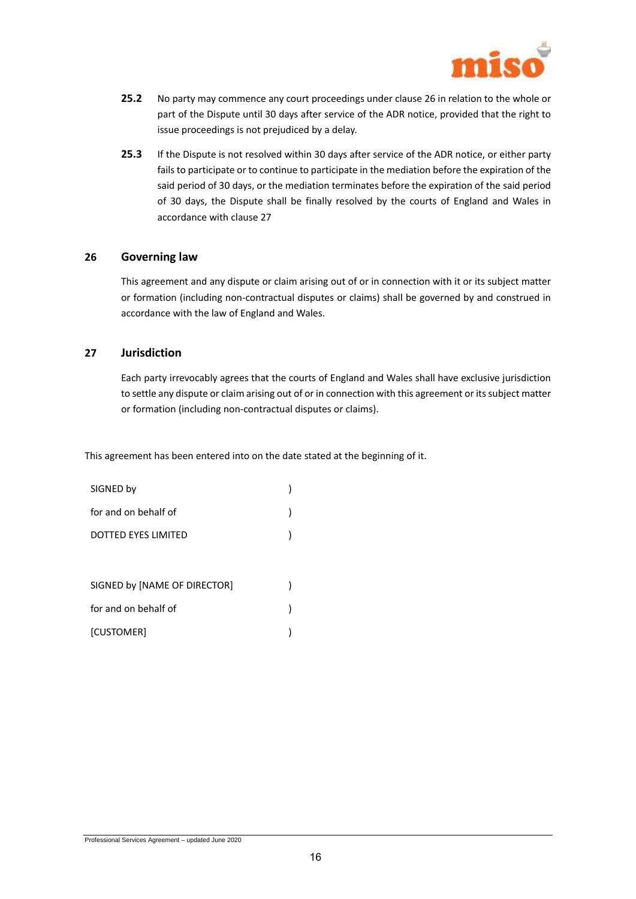**25.2** No party may commence any court proceedings under clause 26 in relation to the whole or part of the Dispute until 30 days after service of the ADR notice, provided that the right to issue proceedings is not prejudiced by a delay.

**25.3** If the Dispute is not resolved within 30 days after service of the ADR notice, or either party fails to participate or to continue to participate in the mediation before the expiration of the said period of 30 days, or the mediation terminates before the expiration of the said period of 30 days, the Dispute shall be finally resolved by the courts of England and Wales in accordance with clause 27

## 26 Governing law

This agreement and any dispute or claim arising out of or in connection with it or its subject matter or formation (including non-contractual disputes or claims) shall be governed by and construed in accordance with the law of England and Wales.

## 27 Jurisdiction

Each party irrevocably agrees that the courts of England and Wales shall have exclusive jurisdiction to settle any dispute or claim arising out of or in connection with this agreement or its subject matter or formation (including non-contractual disputes or claims).

This agreement has been entered into on the date stated at the beginning of it.

SIGNED by )
for and on behalf of )
DOTTED EYES LIMITED )

SIGNED by [NAME OF DIRECTOR] )
for and on behalf of )
[CUSTOMER] )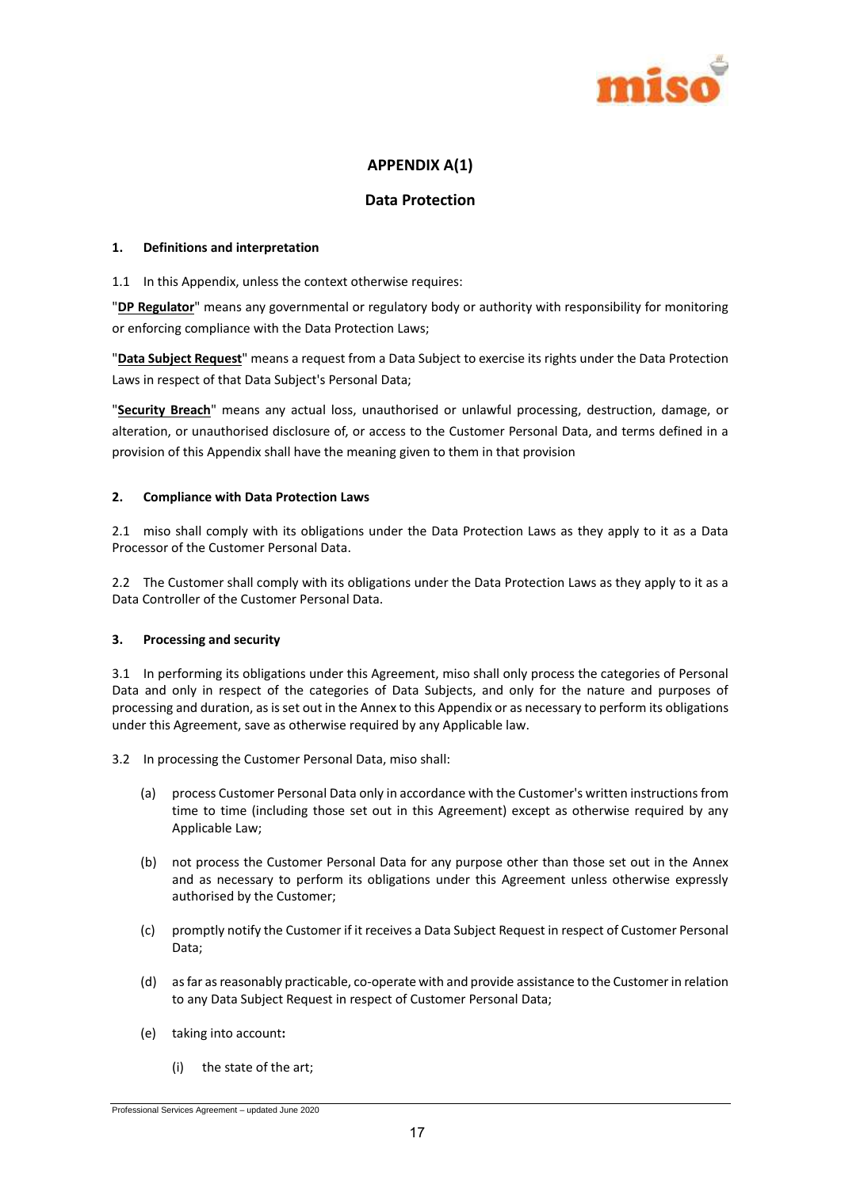## APPENDIX A(1)

## Data Protection

### 1. Definitions and interpretation

1.1 In this Appendix, unless the context otherwise requires:

"**DP Regulator**" means any governmental or regulatory body or authority with responsibility for monitoring or enforcing compliance with the Data Protection Laws;

"**Data Subject Request**" means a request from a Data Subject to exercise its rights under the Data Protection Laws in respect of that Data Subject's Personal Data;

"**Security Breach**" means any actual loss, unauthorised or unlawful processing, destruction, damage, or alteration, or unauthorised disclosure of, or access to the Customer Personal Data, and terms defined in a provision of this Appendix shall have the meaning given to them in that provision

### 2. Compliance with Data Protection Laws

2.1 miso shall comply with its obligations under the Data Protection Laws as they apply to it as a Data Processor of the Customer Personal Data.

2.2 The Customer shall comply with its obligations under the Data Protection Laws as they apply to it as a Data Controller of the Customer Personal Data.

### 3. Processing and security

3.1 In performing its obligations under this Agreement, miso shall only process the categories of Personal Data and only in respect of the categories of Data Subjects, and only for the nature and purposes of processing and duration, as is set out in the Annex to this Appendix or as necessary to perform its obligations under this Agreement, save as otherwise required by any Applicable law.

3.2 In processing the Customer Personal Data, miso shall:

- (a) process Customer Personal Data only in accordance with the Customer's written instructions from time to time (including those set out in this Agreement) except as otherwise required by any Applicable Law;
- (b) not process the Customer Personal Data for any purpose other than those set out in the Annex and as necessary to perform its obligations under this Agreement unless otherwise expressly authorised by the Customer;
- (c) promptly notify the Customer if it receives a Data Subject Request in respect of Customer Personal Data;
- (d) as far as reasonably practicable, co-operate with and provide assistance to the Customer in relation to any Data Subject Request in respect of Customer Personal Data;
- (e) taking into account**:**
  - (i) the state of the art;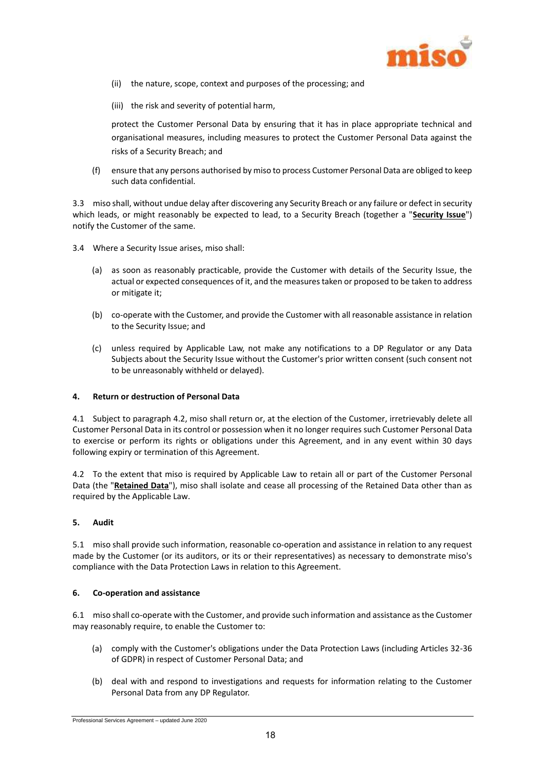(ii) the nature, scope, context and purposes of the processing; and

(iii) the risk and severity of potential harm,

protect the Customer Personal Data by ensuring that it has in place appropriate technical and organisational measures, including measures to protect the Customer Personal Data against the risks of a Security Breach; and

(f) ensure that any persons authorised by miso to process Customer Personal Data are obliged to keep such data confidential.

3.3 miso shall, without undue delay after discovering any Security Breach or any failure or defect in security which leads, or might reasonably be expected to lead, to a Security Breach (together a "**Security Issue**") notify the Customer of the same.

3.4 Where a Security Issue arises, miso shall:

(a) as soon as reasonably practicable, provide the Customer with details of the Security Issue, the actual or expected consequences of it, and the measures taken or proposed to be taken to address or mitigate it;

(b) co-operate with the Customer, and provide the Customer with all reasonable assistance in relation to the Security Issue; and

(c) unless required by Applicable Law, not make any notifications to a DP Regulator or any Data Subjects about the Security Issue without the Customer's prior written consent (such consent not to be unreasonably withheld or delayed).

**4. Return or destruction of Personal Data**

4.1 Subject to paragraph 4.2, miso shall return or, at the election of the Customer, irretrievably delete all Customer Personal Data in its control or possession when it no longer requires such Customer Personal Data to exercise or perform its rights or obligations under this Agreement, and in any event within 30 days following expiry or termination of this Agreement.

4.2 To the extent that miso is required by Applicable Law to retain all or part of the Customer Personal Data (the "**Retained Data**"), miso shall isolate and cease all processing of the Retained Data other than as required by the Applicable Law.

**5. Audit**

5.1 miso shall provide such information, reasonable co-operation and assistance in relation to any request made by the Customer (or its auditors, or its or their representatives) as necessary to demonstrate miso's compliance with the Data Protection Laws in relation to this Agreement.

**6. Co-operation and assistance**

6.1 miso shall co-operate with the Customer, and provide such information and assistance as the Customer may reasonably require, to enable the Customer to:

(a) comply with the Customer's obligations under the Data Protection Laws (including Articles 32-36 of GDPR) in respect of Customer Personal Data; and

(b) deal with and respond to investigations and requests for information relating to the Customer Personal Data from any DP Regulator.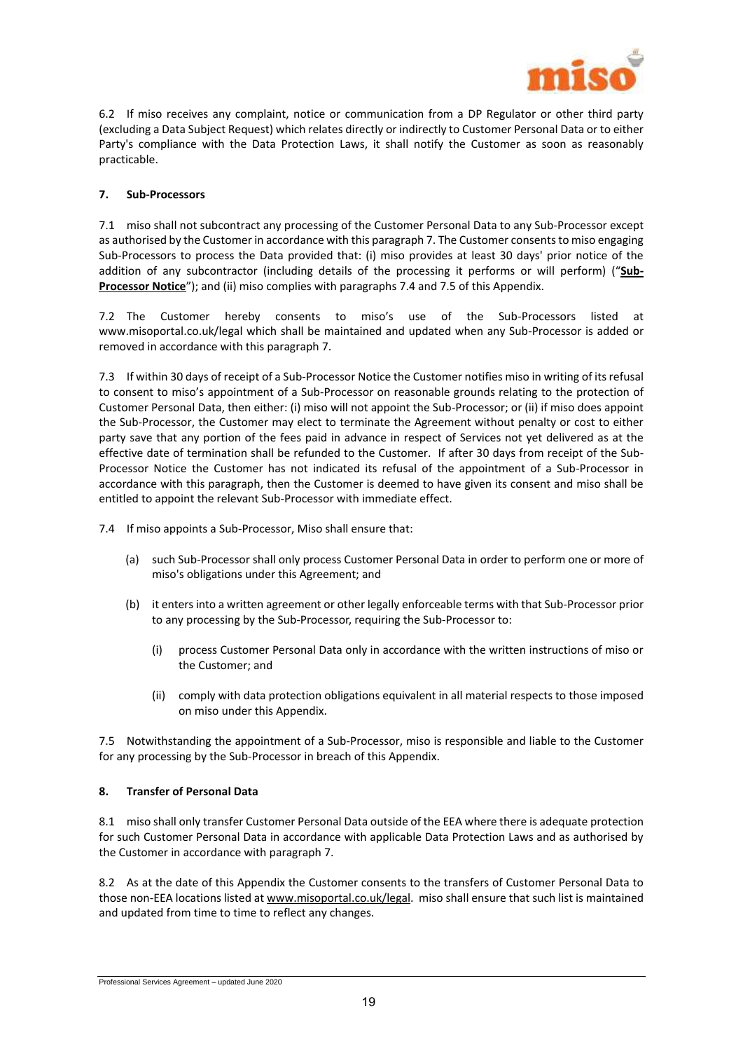6.2 If miso receives any complaint, notice or communication from a DP Regulator or other third party (excluding a Data Subject Request) which relates directly or indirectly to Customer Personal Data or to either Party's compliance with the Data Protection Laws, it shall notify the Customer as soon as reasonably practicable.

**7. Sub-Processors**

7.1 miso shall not subcontract any processing of the Customer Personal Data to any Sub-Processor except as authorised by the Customer in accordance with this paragraph 7. The Customer consents to miso engaging Sub-Processors to process the Data provided that: (i) miso provides at least 30 days' prior notice of the addition of any subcontractor (including details of the processing it performs or will perform) ("**Sub-Processor Notice**"); and (ii) miso complies with paragraphs 7.4 and 7.5 of this Appendix.

7.2 The Customer hereby consents to miso's use of the Sub-Processors listed at www.misoportal.co.uk/legal which shall be maintained and updated when any Sub-Processor is added or removed in accordance with this paragraph 7.

7.3 If within 30 days of receipt of a Sub-Processor Notice the Customer notifies miso in writing of its refusal to consent to miso's appointment of a Sub-Processor on reasonable grounds relating to the protection of Customer Personal Data, then either: (i) miso will not appoint the Sub-Processor; or (ii) if miso does appoint the Sub-Processor, the Customer may elect to terminate the Agreement without penalty or cost to either party save that any portion of the fees paid in advance in respect of Services not yet delivered as at the effective date of termination shall be refunded to the Customer. If after 30 days from receipt of the Sub-Processor Notice the Customer has not indicated its refusal of the appointment of a Sub-Processor in accordance with this paragraph, then the Customer is deemed to have given its consent and miso shall be entitled to appoint the relevant Sub-Processor with immediate effect.

7.4 If miso appoints a Sub-Processor, Miso shall ensure that:

(a) such Sub-Processor shall only process Customer Personal Data in order to perform one or more of miso's obligations under this Agreement; and

(b) it enters into a written agreement or other legally enforceable terms with that Sub-Processor prior to any processing by the Sub-Processor, requiring the Sub-Processor to:

(i) process Customer Personal Data only in accordance with the written instructions of miso or the Customer; and

(ii) comply with data protection obligations equivalent in all material respects to those imposed on miso under this Appendix.

7.5 Notwithstanding the appointment of a Sub-Processor, miso is responsible and liable to the Customer for any processing by the Sub-Processor in breach of this Appendix.

**8. Transfer of Personal Data**

8.1 miso shall only transfer Customer Personal Data outside of the EEA where there is adequate protection for such Customer Personal Data in accordance with applicable Data Protection Laws and as authorised by the Customer in accordance with paragraph 7.

8.2 As at the date of this Appendix the Customer consents to the transfers of Customer Personal Data to those non-EEA locations listed at www.misoportal.co.uk/legal. miso shall ensure that such list is maintained and updated from time to time to reflect any changes.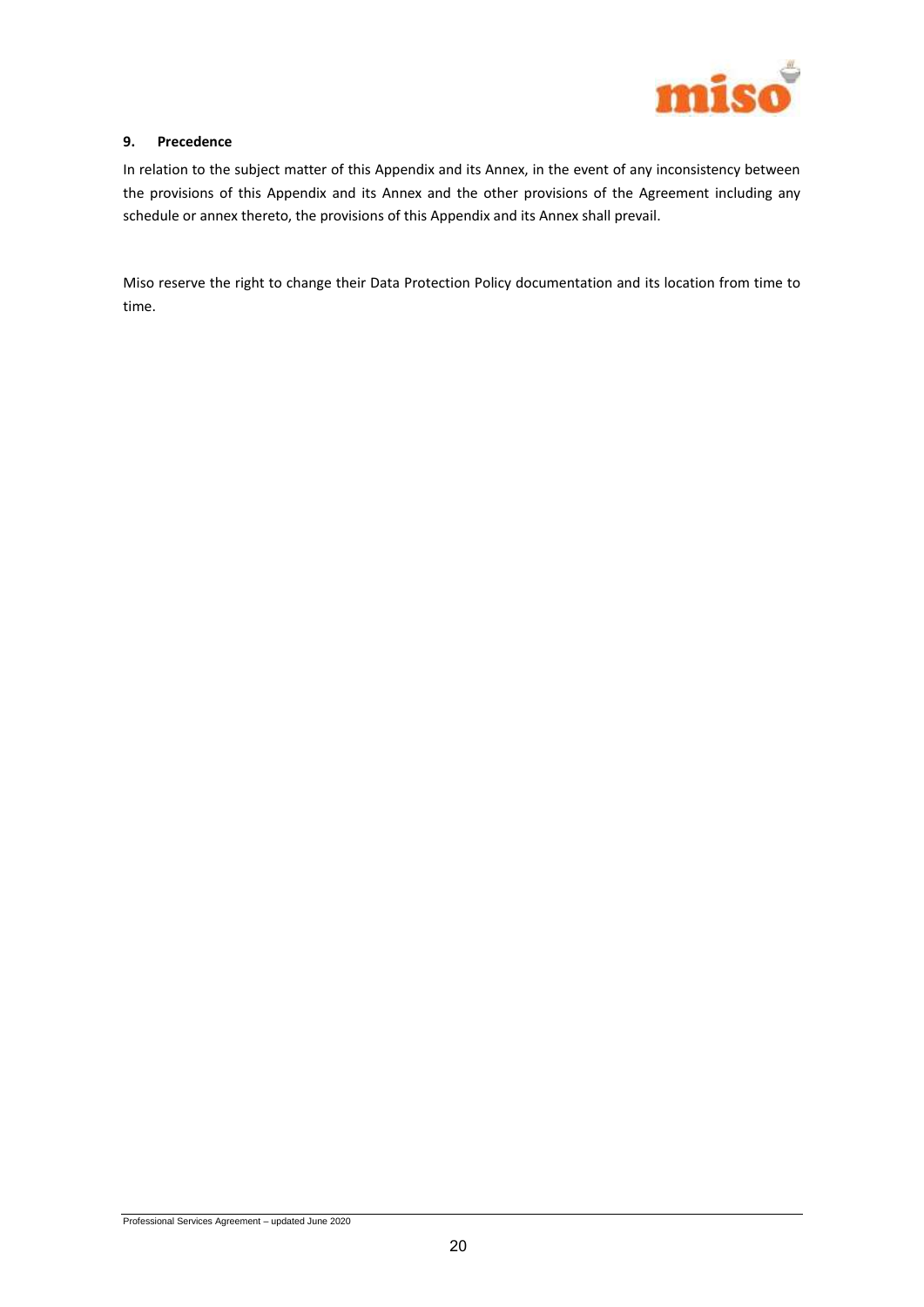### 9. Precedence

In relation to the subject matter of this Appendix and its Annex, in the event of any inconsistency between the provisions of this Appendix and its Annex and the other provisions of the Agreement including any schedule or annex thereto, the provisions of this Appendix and its Annex shall prevail.

Miso reserve the right to change their Data Protection Policy documentation and its location from time to time.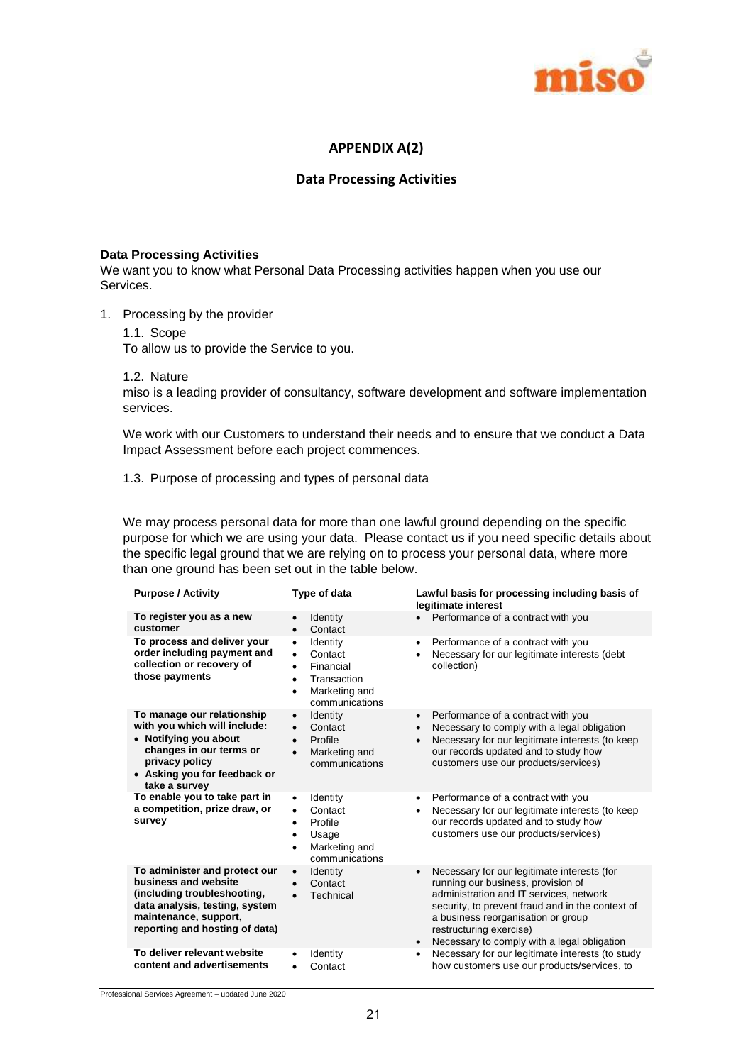## APPENDIX A(2)

### Data Processing Activities

**Data Processing Activities**

We want you to know what Personal Data Processing activities happen when you use our Services.

1. Processing by the provider

   1.1. Scope

   To allow us to provide the Service to you.

   1.2. Nature

   miso is a leading provider of consultancy, software development and software implementation services.

   We work with our Customers to understand their needs and to ensure that we conduct a Data Impact Assessment before each project commences.

   1.3. Purpose of processing and types of personal data

   We may process personal data for more than one lawful ground depending on the specific purpose for which we are using your data. Please contact us if you need specific details about the specific legal ground that we are relying on to process your personal data, where more than one ground has been set out in the table below.

| Purpose / Activity | Type of data | Lawful basis for processing including basis of legitimate interest |
|---|---|---|
| **To register you as a new customer** | • Identity<br>• Contact | • Performance of a contract with you |
| **To process and deliver your order including payment and collection or recovery of those payments** | • Identity<br>• Contact<br>• Financial<br>• Transaction<br>• Marketing and communications | • Performance of a contract with you<br>• Necessary for our legitimate interests (debt collection) |
| **To manage our relationship with you which will include:**<br>**• Notifying you about changes in our terms or privacy policy**<br>**• Asking you for feedback or take a survey** | • Identity<br>• Contact<br>• Profile<br>• Marketing and communications | • Performance of a contract with you<br>• Necessary to comply with a legal obligation<br>• Necessary for our legitimate interests (to keep our records updated and to study how customers use our products/services) |
| **To enable you to take part in a competition, prize draw, or survey** | • Identity<br>• Contact<br>• Profile<br>• Usage<br>• Marketing and communications | • Performance of a contract with you<br>• Necessary for our legitimate interests (to keep our records updated and to study how customers use our products/services) |
| **To administer and protect our business and website (including troubleshooting, data analysis, testing, system maintenance, support, reporting and hosting of data)** | • Identity<br>• Contact<br>• Technical | • Necessary for our legitimate interests (for running our business, provision of administration and IT services, network security, to prevent fraud and in the context of a business reorganisation or group restructuring exercise)<br>• Necessary to comply with a legal obligation |
| **To deliver relevant website content and advertisements** | • Identity<br>• Contact | • Necessary for our legitimate interests (to study how customers use our products/services, to |

Professional Services Agreement – updated June 2020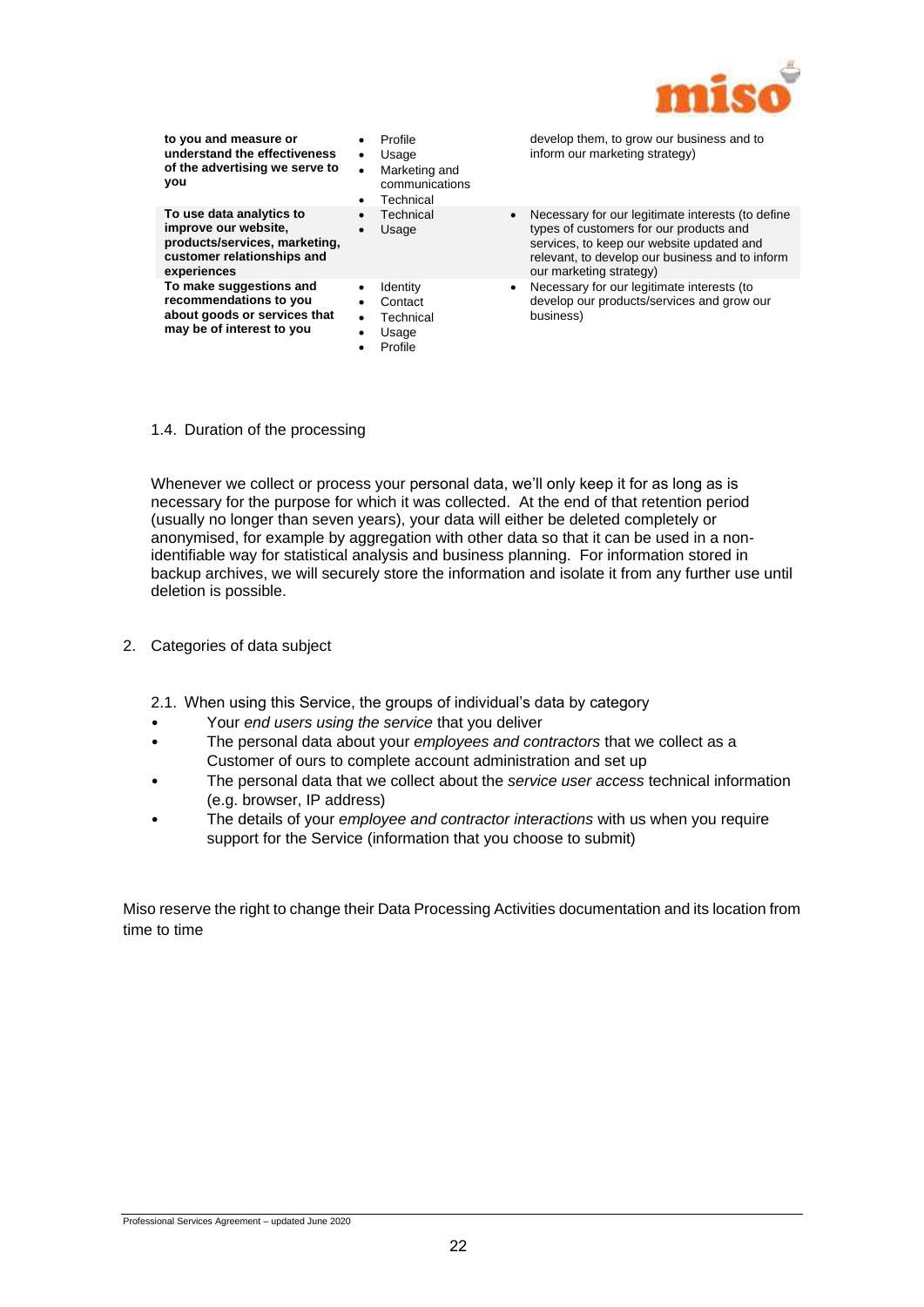| | | |
|---|---|---|
| **to you and measure or understand the effectiveness of the advertising we serve to you** | • Profile<br>• Usage<br>• Marketing and communications<br>• Technical | develop them, to grow our business and to inform our marketing strategy) |
| **To use data analytics to improve our website, products/services, marketing, customer relationships and experiences** | • Technical<br>• Usage | • Necessary for our legitimate interests (to define types of customers for our products and services, to keep our website updated and relevant, to develop our business and to inform our marketing strategy) |
| **To make suggestions and recommendations to you about goods or services that may be of interest to you** | • Identity<br>• Contact<br>• Technical<br>• Usage<br>• Profile | • Necessary for our legitimate interests (to develop our products/services and grow our business) |

1.4. Duration of the processing

Whenever we collect or process your personal data, we'll only keep it for as long as is necessary for the purpose for which it was collected. At the end of that retention period (usually no longer than seven years), your data will either be deleted completely or anonymised, for example by aggregation with other data so that it can be used in a non-identifiable way for statistical analysis and business planning. For information stored in backup archives, we will securely store the information and isolate it from any further use until deletion is possible.

2. Categories of data subject

2.1. When using this Service, the groups of individual's data by category

- Your *end users using the service* that you deliver
- The personal data about your *employees and contractors* that we collect as a Customer of ours to complete account administration and set up
- The personal data that we collect about the *service user access* technical information (e.g. browser, IP address)
- The details of your *employee and contractor interactions* with us when you require support for the Service (information that you choose to submit)

Miso reserve the right to change their Data Processing Activities documentation and its location from time to time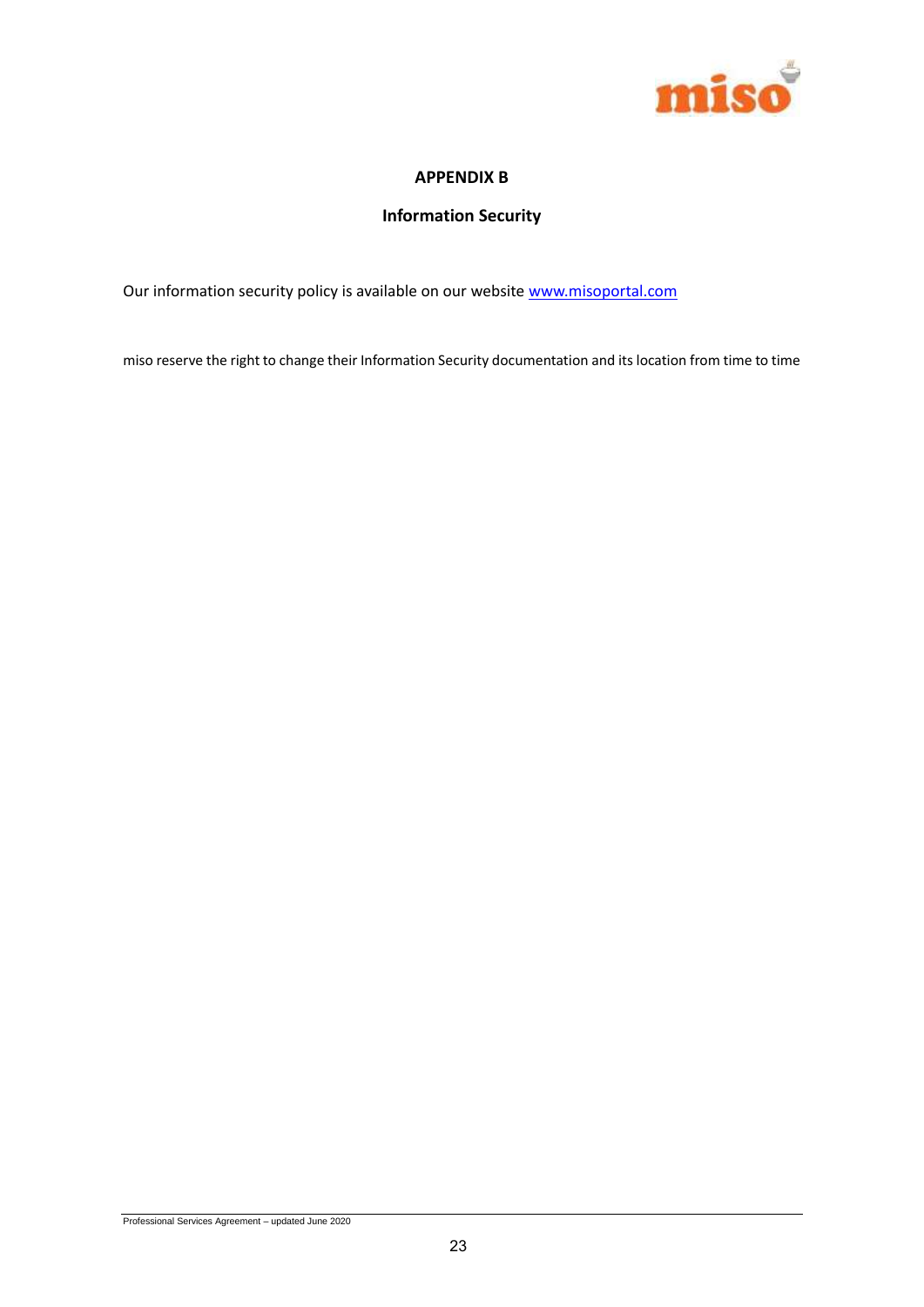## APPENDIX B

### Information Security

Our information security policy is available on our website [www.misoportal.com](http://www.misoportal.com)

miso reserve the right to change their Information Security documentation and its location from time to time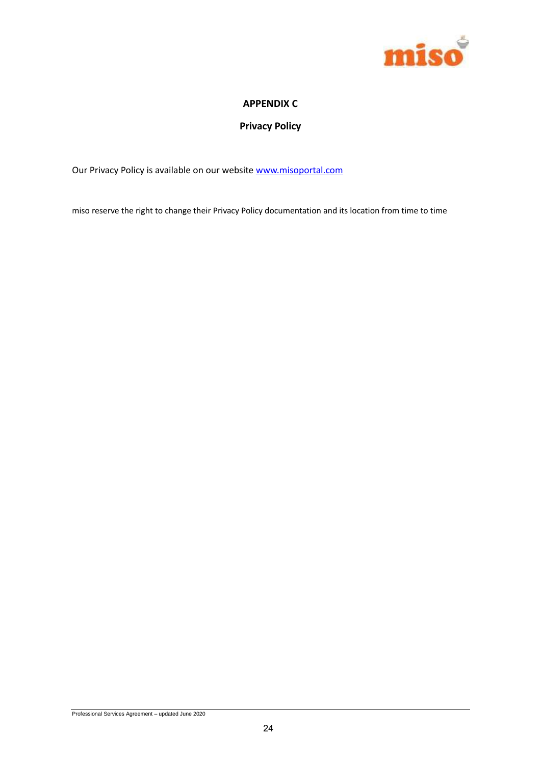# APPENDIX C

## Privacy Policy

Our Privacy Policy is available on our website www.misoportal.com

miso reserve the right to change their Privacy Policy documentation and its location from time to time